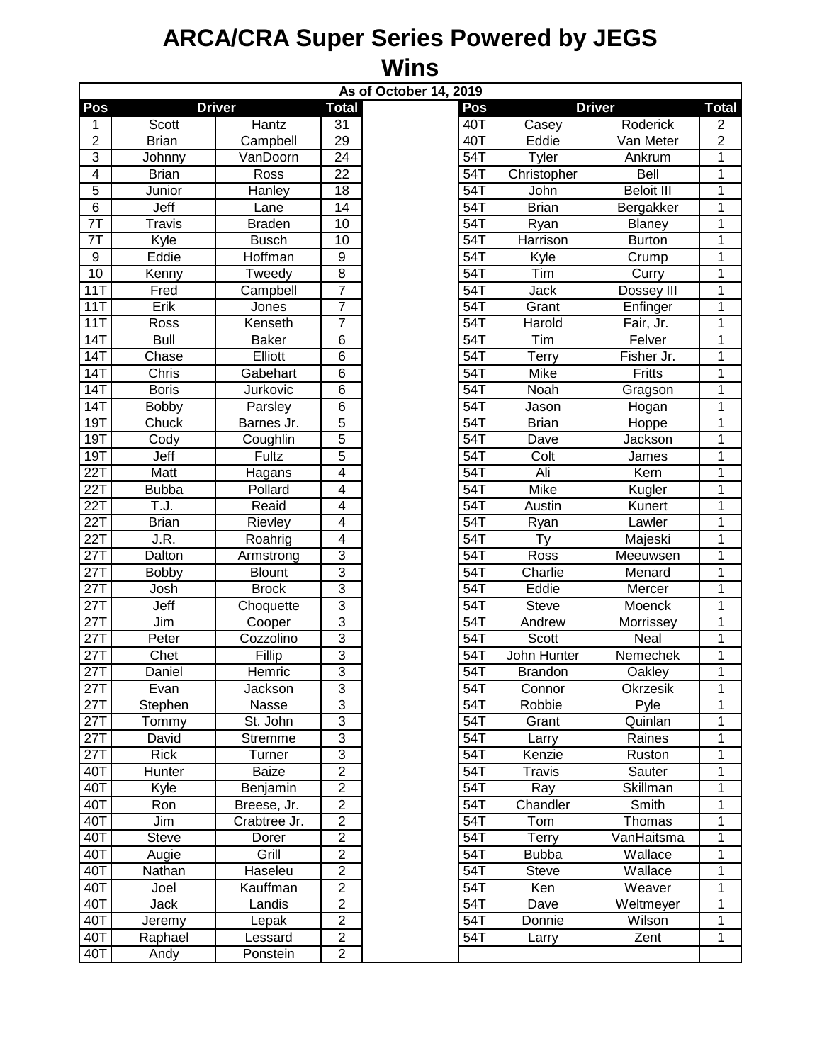# ARCA/CRA Super Series Powered by JEGS

## Wins

As of October 14, 2019

| Pos | Driver | | Total | | Pos | Driver | | Total |
|---|---|---|---|---|---|---|---|---|
| 1 | Scott | Hantz | 31 | | 40T | Casey | Roderick | 2 |
| 2 | Brian | Campbell | 29 | | 40T | Eddie | Van Meter | 2 |
| 3 | Johnny | VanDoorn | 24 | | 54T | Tyler | Ankrum | 1 |
| 4 | Brian | Ross | 22 | | 54T | Christopher | Bell | 1 |
| 5 | Junior | Hanley | 18 | | 54T | John | Beloit III | 1 |
| 6 | Jeff | Lane | 14 | | 54T | Brian | Bergakker | 1 |
| 7T | Travis | Braden | 10 | | 54T | Ryan | Blaney | 1 |
| 7T | Kyle | Busch | 10 | | 54T | Harrison | Burton | 1 |
| 9 | Eddie | Hoffman | 9 | | 54T | Kyle | Crump | 1 |
| 10 | Kenny | Tweedy | 8 | | 54T | Tim | Curry | 1 |
| 11T | Fred | Campbell | 7 | | 54T | Jack | Dossey III | 1 |
| 11T | Erik | Jones | 7 | | 54T | Grant | Enfinger | 1 |
| 11T | Ross | Kenseth | 7 | | 54T | Harold | Fair, Jr. | 1 |
| 14T | Bull | Baker | 6 | | 54T | Tim | Felver | 1 |
| 14T | Chase | Elliott | 6 | | 54T | Terry | Fisher Jr. | 1 |
| 14T | Chris | Gabehart | 6 | | 54T | Mike | Fritts | 1 |
| 14T | Boris | Jurkovic | 6 | | 54T | Noah | Gragson | 1 |
| 14T | Bobby | Parsley | 6 | | 54T | Jason | Hogan | 1 |
| 19T | Chuck | Barnes Jr. | 5 | | 54T | Brian | Hoppe | 1 |
| 19T | Cody | Coughlin | 5 | | 54T | Dave | Jackson | 1 |
| 19T | Jeff | Fultz | 5 | | 54T | Colt | James | 1 |
| 22T | Matt | Hagans | 4 | | 54T | Ali | Kern | 1 |
| 22T | Bubba | Pollard | 4 | | 54T | Mike | Kugler | 1 |
| 22T | T.J. | Reaid | 4 | | 54T | Austin | Kunert | 1 |
| 22T | Brian | Rievley | 4 | | 54T | Ryan | Lawler | 1 |
| 22T | J.R. | Roahrig | 4 | | 54T | Ty | Majeski | 1 |
| 27T | Dalton | Armstrong | 3 | | 54T | Ross | Meeuwsen | 1 |
| 27T | Bobby | Blount | 3 | | 54T | Charlie | Menard | 1 |
| 27T | Josh | Brock | 3 | | 54T | Eddie | Mercer | 1 |
| 27T | Jeff | Choquette | 3 | | 54T | Steve | Moenck | 1 |
| 27T | Jim | Cooper | 3 | | 54T | Andrew | Morrissey | 1 |
| 27T | Peter | Cozzolino | 3 | | 54T | Scott | Neal | 1 |
| 27T | Chet | Fillip | 3 | | 54T | John Hunter | Nemechek | 1 |
| 27T | Daniel | Hemric | 3 | | 54T | Brandon | Oakley | 1 |
| 27T | Evan | Jackson | 3 | | 54T | Connor | Okrzesik | 1 |
| 27T | Stephen | Nasse | 3 | | 54T | Robbie | Pyle | 1 |
| 27T | Tommy | St. John | 3 | | 54T | Grant | Quinlan | 1 |
| 27T | David | Stremme | 3 | | 54T | Larry | Raines | 1 |
| 27T | Rick | Turner | 3 | | 54T | Kenzie | Ruston | 1 |
| 40T | Hunter | Baize | 2 | | 54T | Travis | Sauter | 1 |
| 40T | Kyle | Benjamin | 2 | | 54T | Ray | Skillman | 1 |
| 40T | Ron | Breese, Jr. | 2 | | 54T | Chandler | Smith | 1 |
| 40T | Jim | Crabtree Jr. | 2 | | 54T | Tom | Thomas | 1 |
| 40T | Steve | Dorer | 2 | | 54T | Terry | VanHaitsma | 1 |
| 40T | Augie | Grill | 2 | | 54T | Bubba | Wallace | 1 |
| 40T | Nathan | Haseleu | 2 | | 54T | Steve | Wallace | 1 |
| 40T | Joel | Kauffman | 2 | | 54T | Ken | Weaver | 1 |
| 40T | Jack | Landis | 2 | | 54T | Dave | Weltmeyer | 1 |
| 40T | Jeremy | Lepak | 2 | | 54T | Donnie | Wilson | 1 |
| 40T | Raphael | Lessard | 2 | | 54T | Larry | Zent | 1 |
| 40T | Andy | Ponstein | 2 | | | | | |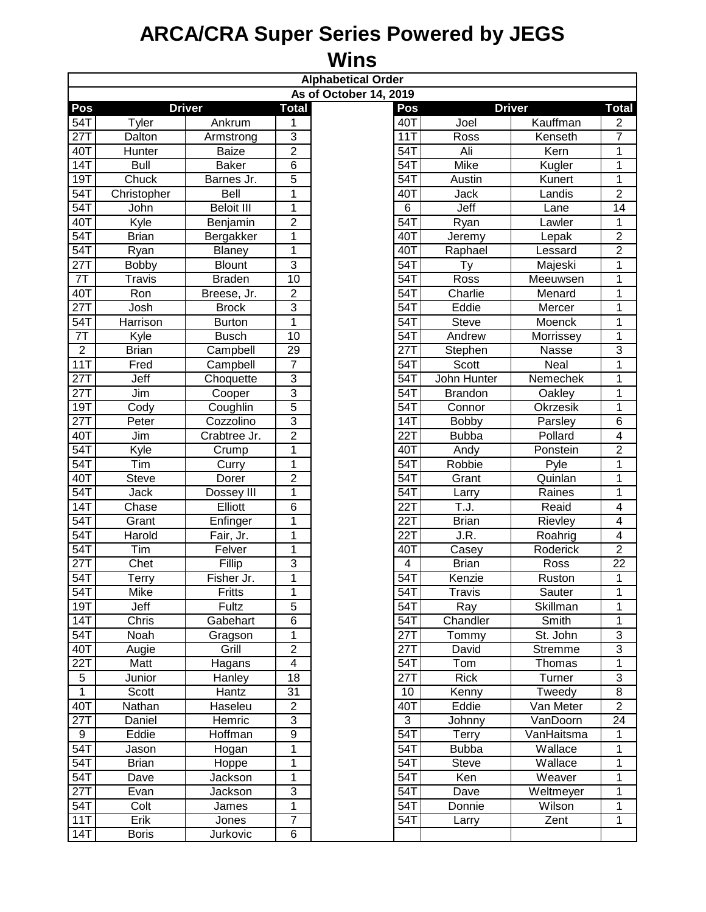# ARCA/CRA Super Series Powered by JEGS

## Wins

Alphabetical Order

As of October 14, 2019

| Pos | Driver | | Total | | Pos | Driver | | Total |
|---|---|---|---|---|---|---|---|---|
| 54T | Tyler | Ankrum | 1 | | 40T | Joel | Kauffman | 2 |
| 27T | Dalton | Armstrong | 3 | | 11T | Ross | Kenseth | 7 |
| 40T | Hunter | Baize | 2 | | 54T | Ali | Kern | 1 |
| 14T | Bull | Baker | 6 | | 54T | Mike | Kugler | 1 |
| 19T | Chuck | Barnes Jr. | 5 | | 54T | Austin | Kunert | 1 |
| 54T | Christopher | Bell | 1 | | 40T | Jack | Landis | 2 |
| 54T | John | Beloit III | 1 | | 6 | Jeff | Lane | 14 |
| 40T | Kyle | Benjamin | 2 | | 54T | Ryan | Lawler | 1 |
| 54T | Brian | Bergakker | 1 | | 40T | Jeremy | Lepak | 2 |
| 54T | Ryan | Blaney | 1 | | 40T | Raphael | Lessard | 2 |
| 27T | Bobby | Blount | 3 | | 54T | Ty | Majeski | 1 |
| 7T | Travis | Braden | 10 | | 54T | Ross | Meeuwsen | 1 |
| 40T | Ron | Breese, Jr. | 2 | | 54T | Charlie | Menard | 1 |
| 27T | Josh | Brock | 3 | | 54T | Eddie | Mercer | 1 |
| 54T | Harrison | Burton | 1 | | 54T | Steve | Moenck | 1 |
| 7T | Kyle | Busch | 10 | | 54T | Andrew | Morrissey | 1 |
| 2 | Brian | Campbell | 29 | | 27T | Stephen | Nasse | 3 |
| 11T | Fred | Campbell | 7 | | 54T | Scott | Neal | 1 |
| 27T | Jeff | Choquette | 3 | | 54T | John Hunter | Nemechek | 1 |
| 27T | Jim | Cooper | 3 | | 54T | Brandon | Oakley | 1 |
| 19T | Cody | Coughlin | 5 | | 54T | Connor | Okrzesik | 1 |
| 27T | Peter | Cozzolino | 3 | | 14T | Bobby | Parsley | 6 |
| 40T | Jim | Crabtree Jr. | 2 | | 22T | Bubba | Pollard | 4 |
| 54T | Kyle | Crump | 1 | | 40T | Andy | Ponstein | 2 |
| 54T | Tim | Curry | 1 | | 54T | Robbie | Pyle | 1 |
| 40T | Steve | Dorer | 2 | | 54T | Grant | Quinlan | 1 |
| 54T | Jack | Dossey III | 1 | | 54T | Larry | Raines | 1 |
| 14T | Chase | Elliott | 6 | | 22T | T.J. | Reaid | 4 |
| 54T | Grant | Enfinger | 1 | | 22T | Brian | Rievley | 4 |
| 54T | Harold | Fair, Jr. | 1 | | 22T | J.R. | Roahrig | 4 |
| 54T | Tim | Felver | 1 | | 40T | Casey | Roderick | 2 |
| 27T | Chet | Fillip | 3 | | 4 | Brian | Ross | 22 |
| 54T | Terry | Fisher Jr. | 1 | | 54T | Kenzie | Ruston | 1 |
| 54T | Mike | Fritts | 1 | | 54T | Travis | Sauter | 1 |
| 19T | Jeff | Fultz | 5 | | 54T | Ray | Skillman | 1 |
| 14T | Chris | Gabehart | 6 | | 54T | Chandler | Smith | 1 |
| 54T | Noah | Gragson | 1 | | 27T | Tommy | St. John | 3 |
| 40T | Augie | Grill | 2 | | 27T | David | Stremme | 3 |
| 22T | Matt | Hagans | 4 | | 54T | Tom | Thomas | 1 |
| 5 | Junior | Hanley | 18 | | 27T | Rick | Turner | 3 |
| 1 | Scott | Hantz | 31 | | 10 | Kenny | Tweedy | 8 |
| 40T | Nathan | Haseleu | 2 | | 40T | Eddie | Van Meter | 2 |
| 27T | Daniel | Hemric | 3 | | 3 | Johnny | VanDoorn | 24 |
| 9 | Eddie | Hoffman | 9 | | 54T | Terry | VanHaitsma | 1 |
| 54T | Jason | Hogan | 1 | | 54T | Bubba | Wallace | 1 |
| 54T | Brian | Hoppe | 1 | | 54T | Steve | Wallace | 1 |
| 54T | Dave | Jackson | 1 | | 54T | Ken | Weaver | 1 |
| 27T | Evan | Jackson | 3 | | 54T | Dave | Weltmeyer | 1 |
| 54T | Colt | James | 1 | | 54T | Donnie | Wilson | 1 |
| 11T | Erik | Jones | 7 | | 54T | Larry | Zent | 1 |
| 14T | Boris | Jurkovic | 6 | | | | | |